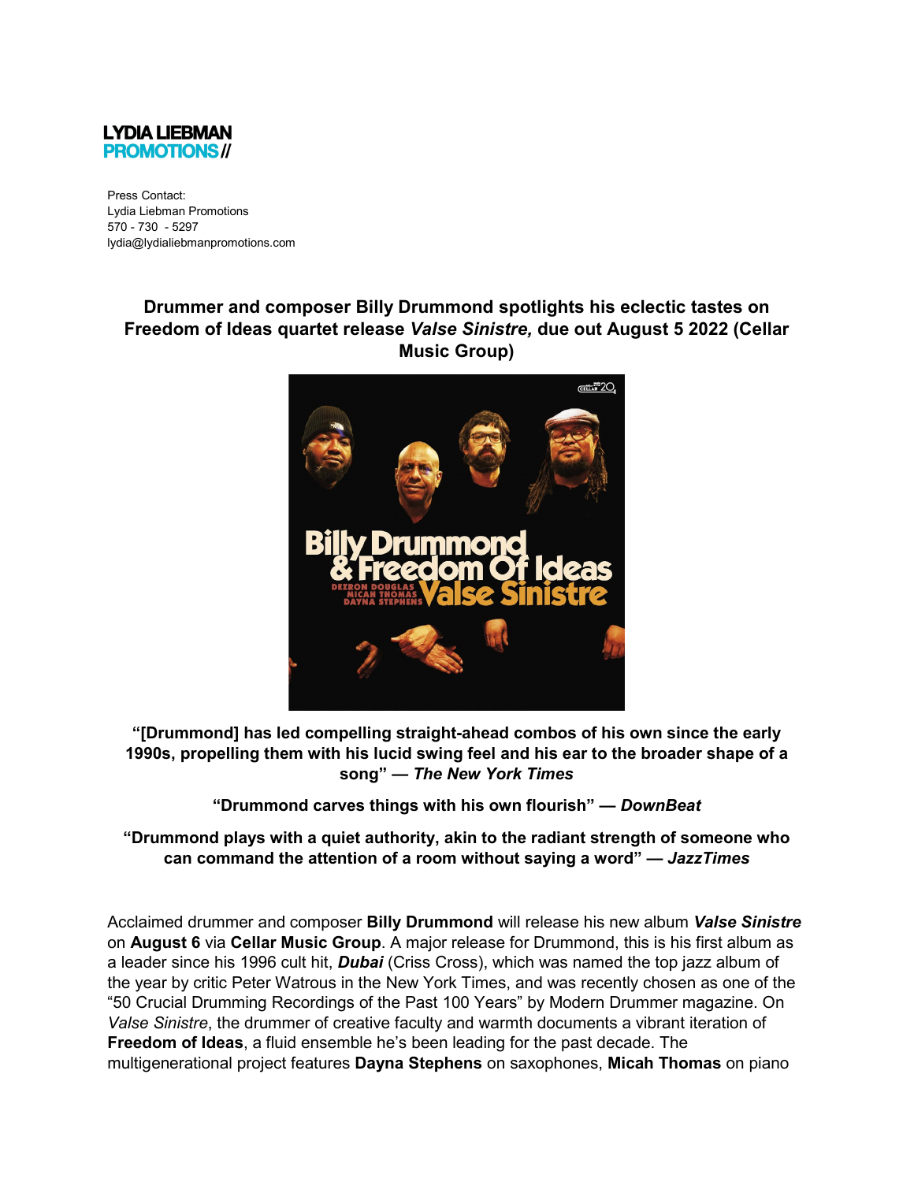**LYDIA LIEBMAN PROMOTIONS //**

Press Contact:
Lydia Liebman Promotions
570 - 730 - 5297
lydia@lydialiebmanpromotions.com

## Drummer and composer Billy Drummond spotlights his eclectic tastes on Freedom of Ideas quartet release *Valse Sinistre,* due out August 5 2022 (Cellar Music Group)

**"[Drummond] has led compelling straight-ahead combos of his own since the early 1990s, propelling them with his lucid swing feel and his ear to the broader shape of a song" — *The New York Times***

**"Drummond carves things with his own flourish" — *DownBeat***

**"Drummond plays with a quiet authority, akin to the radiant strength of someone who can command the attention of a room without saying a word" — *JazzTimes***

Acclaimed drummer and composer **Billy Drummond** will release his new album ***Valse Sinistre*** on **August 6** via **Cellar Music Group**. A major release for Drummond, this is his first album as a leader since his 1996 cult hit, ***Dubai*** (Criss Cross), which was named the top jazz album of the year by critic Peter Watrous in the New York Times, and was recently chosen as one of the "50 Crucial Drumming Recordings of the Past 100 Years" by Modern Drummer magazine. On *Valse Sinistre*, the drummer of creative faculty and warmth documents a vibrant iteration of **Freedom of Ideas**, a fluid ensemble he's been leading for the past decade. The multigenerational project features **Dayna Stephens** on saxophones, **Micah Thomas** on piano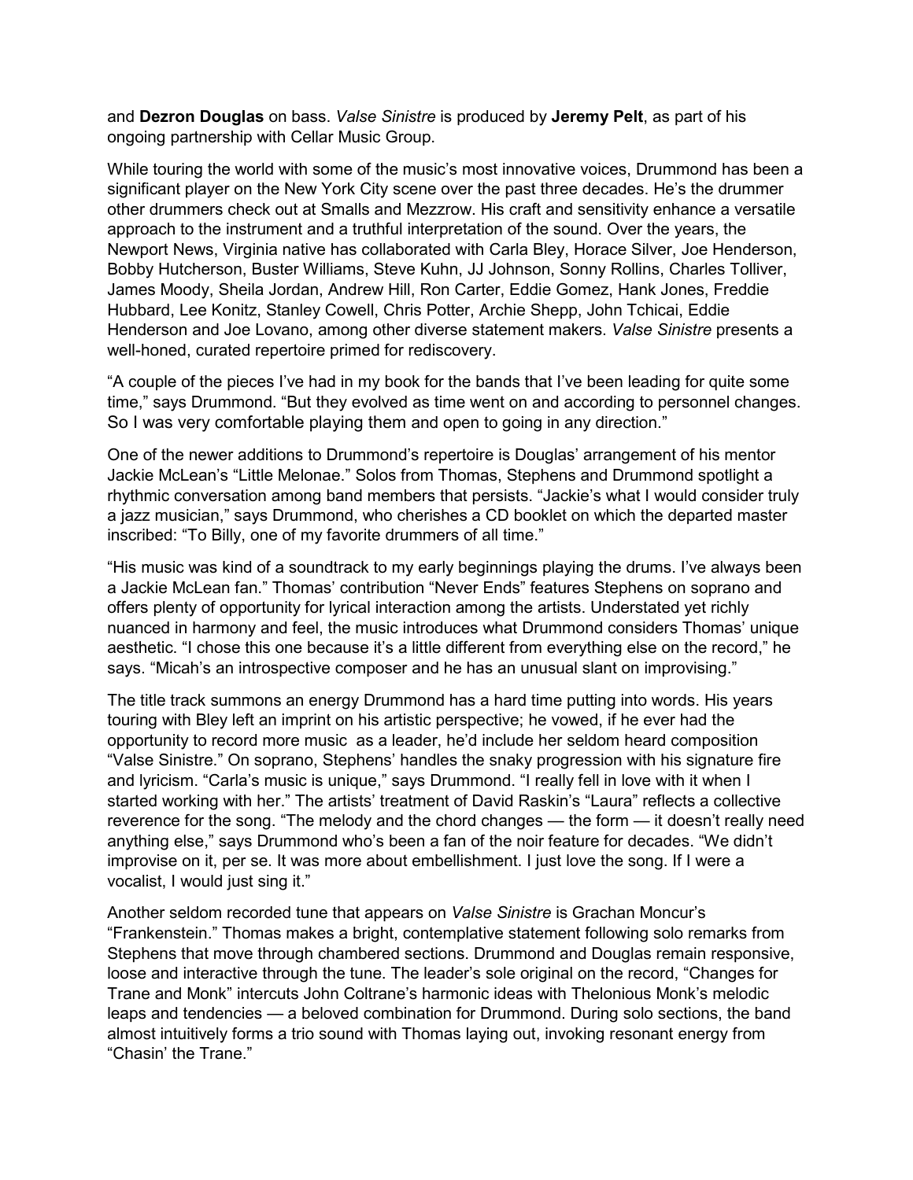and **Dezron Douglas** on bass. *Valse Sinistre* is produced by **Jeremy Pelt**, as part of his ongoing partnership with Cellar Music Group.

While touring the world with some of the music's most innovative voices, Drummond has been a significant player on the New York City scene over the past three decades. He's the drummer other drummers check out at Smalls and Mezzrow. His craft and sensitivity enhance a versatile approach to the instrument and a truthful interpretation of the sound. Over the years, the Newport News, Virginia native has collaborated with Carla Bley, Horace Silver, Joe Henderson, Bobby Hutcherson, Buster Williams, Steve Kuhn, JJ Johnson, Sonny Rollins, Charles Tolliver, James Moody, Sheila Jordan, Andrew Hill, Ron Carter, Eddie Gomez, Hank Jones, Freddie Hubbard, Lee Konitz, Stanley Cowell, Chris Potter, Archie Shepp, John Tchicai, Eddie Henderson and Joe Lovano, among other diverse statement makers. *Valse Sinistre* presents a well-honed, curated repertoire primed for rediscovery.

"A couple of the pieces I've had in my book for the bands that I've been leading for quite some time," says Drummond. "But they evolved as time went on and according to personnel changes. So I was very comfortable playing them and open to going in any direction."

One of the newer additions to Drummond's repertoire is Douglas' arrangement of his mentor Jackie McLean's "Little Melonae." Solos from Thomas, Stephens and Drummond spotlight a rhythmic conversation among band members that persists. "Jackie's what I would consider truly a jazz musician," says Drummond, who cherishes a CD booklet on which the departed master inscribed: "To Billy, one of my favorite drummers of all time."

"His music was kind of a soundtrack to my early beginnings playing the drums. I've always been a Jackie McLean fan." Thomas' contribution "Never Ends" features Stephens on soprano and offers plenty of opportunity for lyrical interaction among the artists. Understated yet richly nuanced in harmony and feel, the music introduces what Drummond considers Thomas' unique aesthetic. "I chose this one because it's a little different from everything else on the record," he says. "Micah's an introspective composer and he has an unusual slant on improvising."

The title track summons an energy Drummond has a hard time putting into words. His years touring with Bley left an imprint on his artistic perspective; he vowed, if he ever had the opportunity to record more music as a leader, he'd include her seldom heard composition "Valse Sinistre." On soprano, Stephens' handles the snaky progression with his signature fire and lyricism. "Carla's music is unique," says Drummond. "I really fell in love with it when I started working with her." The artists' treatment of David Raskin's "Laura" reflects a collective reverence for the song. "The melody and the chord changes — the form — it doesn't really need anything else," says Drummond who's been a fan of the noir feature for decades. "We didn't improvise on it, per se. It was more about embellishment. I just love the song. If I were a vocalist, I would just sing it."

Another seldom recorded tune that appears on *Valse Sinistre* is Grachan Moncur's "Frankenstein." Thomas makes a bright, contemplative statement following solo remarks from Stephens that move through chambered sections. Drummond and Douglas remain responsive, loose and interactive through the tune. The leader's sole original on the record, "Changes for Trane and Monk" intercuts John Coltrane's harmonic ideas with Thelonious Monk's melodic leaps and tendencies — a beloved combination for Drummond. During solo sections, the band almost intuitively forms a trio sound with Thomas laying out, invoking resonant energy from "Chasin' the Trane."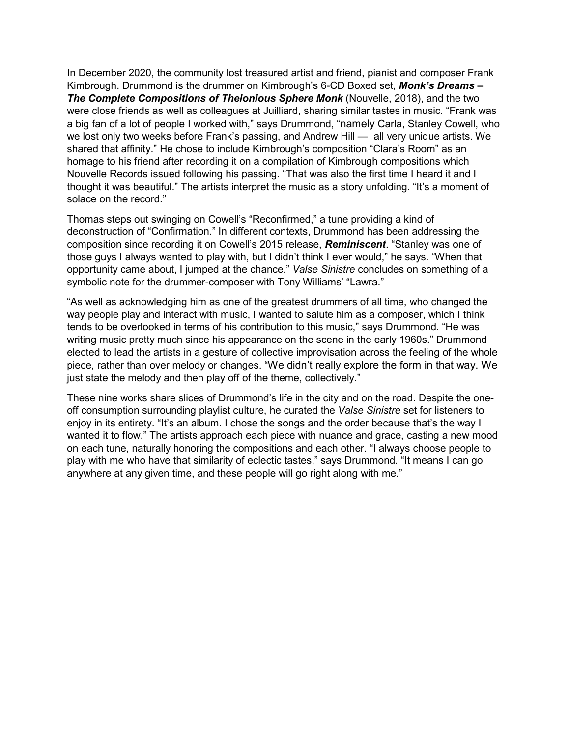In December 2020, the community lost treasured artist and friend, pianist and composer Frank Kimbrough. Drummond is the drummer on Kimbrough's 6-CD Boxed set, ***Monk's Dreams – The Complete Compositions of Thelonious Sphere Monk*** (Nouvelle, 2018), and the two were close friends as well as colleagues at Juilliard, sharing similar tastes in music. "Frank was a big fan of a lot of people I worked with," says Drummond, "namely Carla, Stanley Cowell, who we lost only two weeks before Frank's passing, and Andrew Hill — all very unique artists. We shared that affinity." He chose to include Kimbrough's composition "Clara's Room" as an homage to his friend after recording it on a compilation of Kimbrough compositions which Nouvelle Records issued following his passing. "That was also the first time I heard it and I thought it was beautiful." The artists interpret the music as a story unfolding. "It's a moment of solace on the record."

Thomas steps out swinging on Cowell's "Reconfirmed," a tune providing a kind of deconstruction of "Confirmation." In different contexts, Drummond has been addressing the composition since recording it on Cowell's 2015 release, ***Reminiscent***. "Stanley was one of those guys I always wanted to play with, but I didn't think I ever would," he says. "When that opportunity came about, I jumped at the chance." *Valse Sinistre* concludes on something of a symbolic note for the drummer-composer with Tony Williams' "Lawra."

"As well as acknowledging him as one of the greatest drummers of all time, who changed the way people play and interact with music, I wanted to salute him as a composer, which I think tends to be overlooked in terms of his contribution to this music," says Drummond. "He was writing music pretty much since his appearance on the scene in the early 1960s." Drummond elected to lead the artists in a gesture of collective improvisation across the feeling of the whole piece, rather than over melody or changes. "We didn't really explore the form in that way. We just state the melody and then play off of the theme, collectively."

These nine works share slices of Drummond's life in the city and on the road. Despite the one-off consumption surrounding playlist culture, he curated the *Valse Sinistre* set for listeners to enjoy in its entirety. "It's an album. I chose the songs and the order because that's the way I wanted it to flow." The artists approach each piece with nuance and grace, casting a new mood on each tune, naturally honoring the compositions and each other. "I always choose people to play with me who have that similarity of eclectic tastes," says Drummond. "It means I can go anywhere at any given time, and these people will go right along with me."